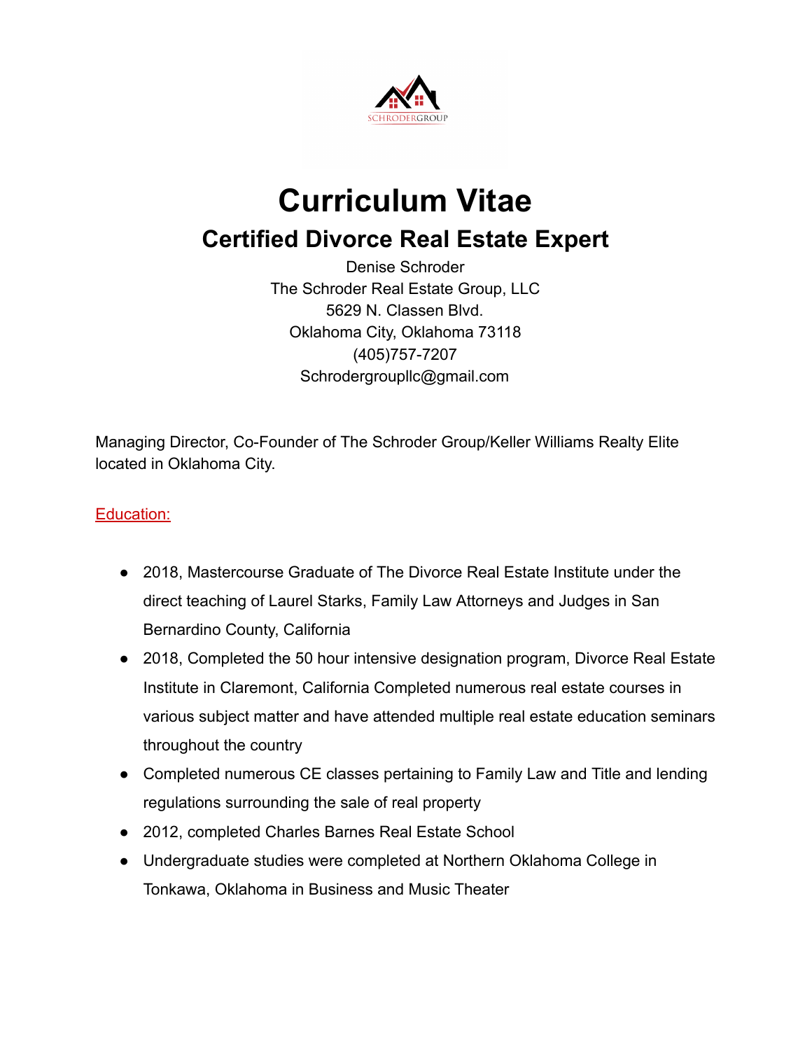SCHRODERGROUP

# Curriculum Vitae

## Certified Divorce Real Estate Expert

Denise Schroder
The Schroder Real Estate Group, LLC
5629 N. Classen Blvd.
Oklahoma City, Oklahoma 73118
(405)757-7207
Schrodergroupllc@gmail.com

Managing Director, Co-Founder of The Schroder Group/Keller Williams Realty Elite located in Oklahoma City.

### Education:

- 2018, Mastercourse Graduate of The Divorce Real Estate Institute under the direct teaching of Laurel Starks, Family Law Attorneys and Judges in San Bernardino County, California
- 2018, Completed the 50 hour intensive designation program, Divorce Real Estate Institute in Claremont, California Completed numerous real estate courses in various subject matter and have attended multiple real estate education seminars throughout the country
- Completed numerous CE classes pertaining to Family Law and Title and lending regulations surrounding the sale of real property
- 2012, completed Charles Barnes Real Estate School
- Undergraduate studies were completed at Northern Oklahoma College in Tonkawa, Oklahoma in Business and Music Theater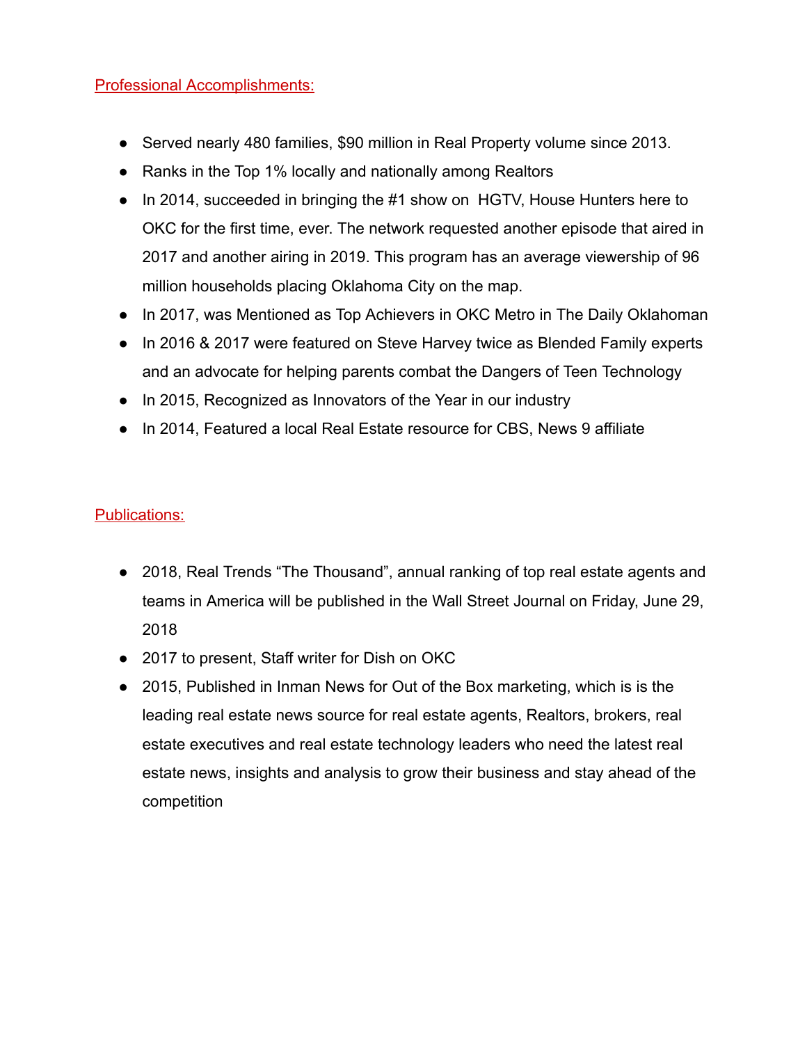## Professional Accomplishments:

- Served nearly 480 families, $90 million in Real Property volume since 2013.
- Ranks in the Top 1% locally and nationally among Realtors
- In 2014, succeeded in bringing the #1 show on HGTV, House Hunters here to OKC for the first time, ever. The network requested another episode that aired in 2017 and another airing in 2019. This program has an average viewership of 96 million households placing Oklahoma City on the map.
- In 2017, was Mentioned as Top Achievers in OKC Metro in The Daily Oklahoman
- In 2016 & 2017 were featured on Steve Harvey twice as Blended Family experts and an advocate for helping parents combat the Dangers of Teen Technology
- In 2015, Recognized as Innovators of the Year in our industry
- In 2014, Featured a local Real Estate resource for CBS, News 9 affiliate

## Publications:

- 2018, Real Trends "The Thousand", annual ranking of top real estate agents and teams in America will be published in the Wall Street Journal on Friday, June 29, 2018
- 2017 to present, Staff writer for Dish on OKC
- 2015, Published in Inman News for Out of the Box marketing, which is is the leading real estate news source for real estate agents, Realtors, brokers, real estate executives and real estate technology leaders who need the latest real estate news, insights and analysis to grow their business and stay ahead of the competition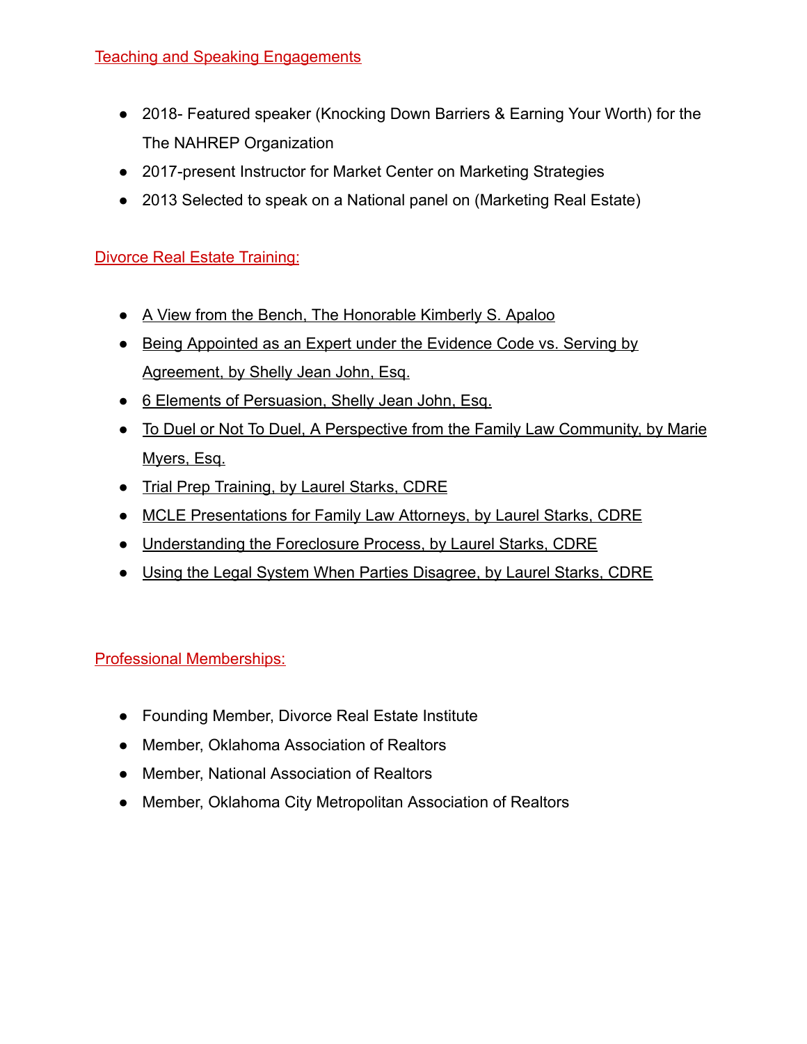## Teaching and Speaking Engagements

- 2018- Featured speaker (Knocking Down Barriers & Earning Your Worth) for the The NAHREP Organization
- 2017-present Instructor for Market Center on Marketing Strategies
- 2013 Selected to speak on a National panel on (Marketing Real Estate)

## Divorce Real Estate Training:

- A View from the Bench, The Honorable Kimberly S. Apaloo
- Being Appointed as an Expert under the Evidence Code vs. Serving by Agreement, by Shelly Jean John, Esq.
- 6 Elements of Persuasion, Shelly Jean John, Esq.
- To Duel or Not To Duel, A Perspective from the Family Law Community, by Marie Myers, Esq.
- Trial Prep Training, by Laurel Starks, CDRE
- MCLE Presentations for Family Law Attorneys, by Laurel Starks, CDRE
- Understanding the Foreclosure Process, by Laurel Starks, CDRE
- Using the Legal System When Parties Disagree, by Laurel Starks, CDRE

## Professional Memberships:

- Founding Member, Divorce Real Estate Institute
- Member, Oklahoma Association of Realtors
- Member, National Association of Realtors
- Member, Oklahoma City Metropolitan Association of Realtors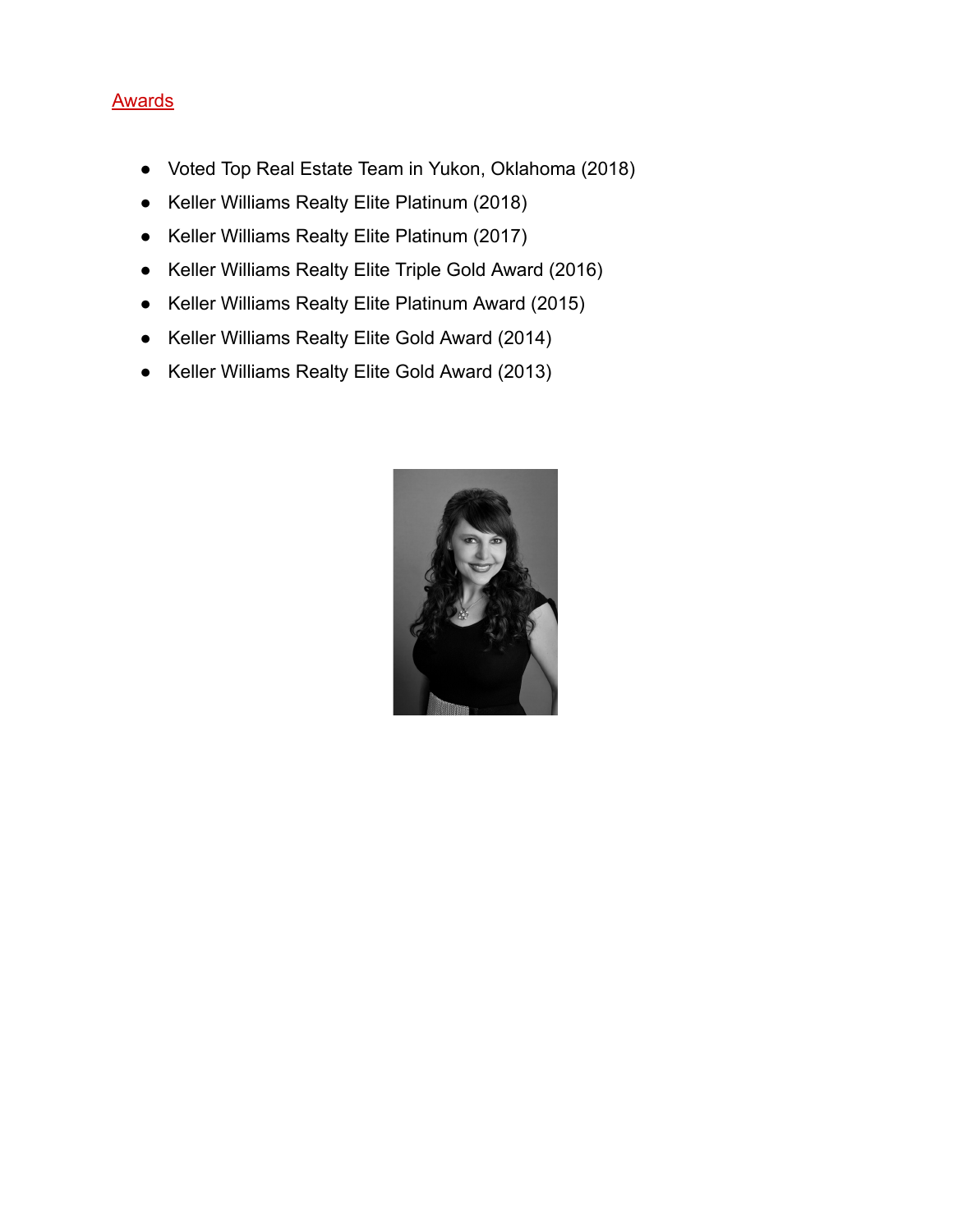## Awards

- Voted Top Real Estate Team in Yukon, Oklahoma (2018)
- Keller Williams Realty Elite Platinum (2018)
- Keller Williams Realty Elite Platinum (2017)
- Keller Williams Realty Elite Triple Gold Award (2016)
- Keller Williams Realty Elite Platinum Award (2015)
- Keller Williams Realty Elite Gold Award (2014)
- Keller Williams Realty Elite Gold Award (2013)